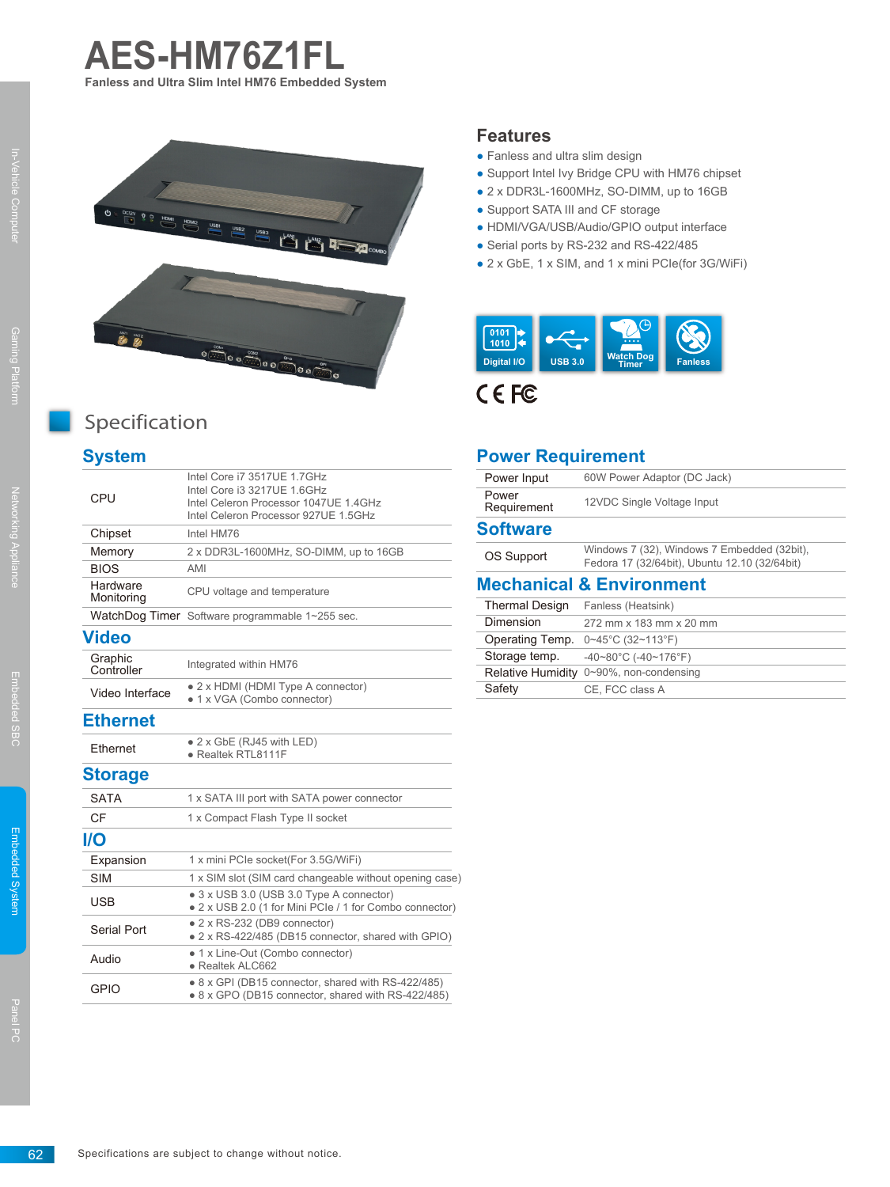# AES-HM76Z1FL

**Fanless and Ultra Slim Intel HM76 Embedded System**

## Features

- Fanless and ultra slim design
- Support Intel Ivy Bridge CPU with HM76 chipset
- 2 x DDR3L-1600MHz, SO-DIMM, up to 16GB
- Support SATA III and CF storage
- HDMI/VGA/USB/Audio/GPIO output interface
- Serial ports by RS-232 and RS-422/485
- 2 x GbE, 1 x SIM, and 1 x mini PCIe(for 3G/WiFi)

Digital I/O | USB 3.0 | Watch Dog Timer | Fanless

CE FC

## Specification

### System

| | |
|---|---|
| CPU | Intel Core i7 3517UE 1.7GHz<br>Intel Core i3 3217UE 1.6GHz<br>Intel Celeron Processor 1047UE 1.4GHz<br>Intel Celeron Processor 927UE 1.5GHz |
| Chipset | Intel HM76 |
| Memory | 2 x DDR3L-1600MHz, SO-DIMM, up to 16GB |
| BIOS | AMI |
| Hardware Monitoring | CPU voltage and temperature |
| WatchDog Timer | Software programmable 1~255 sec. |

### Video

| | |
|---|---|
| Graphic Controller | Integrated within HM76 |
| Video Interface | • 2 x HDMI (HDMI Type A connector)<br>• 1 x VGA (Combo connector) |

### Ethernet

| | |
|---|---|
| Ethernet | • 2 x GbE (RJ45 with LED)<br>• Realtek RTL8111F |

### Storage

| | |
|---|---|
| SATA | 1 x SATA III port with SATA power connector |
| CF | 1 x Compact Flash Type II socket |

### I/O

| | |
|---|---|
| Expansion | 1 x mini PCIe socket(For 3.5G/WiFi) |
| SIM | 1 x SIM slot (SIM card changeable without opening case) |
| USB | • 3 x USB 3.0 (USB 3.0 Type A connector)<br>• 2 x USB 2.0 (1 for Mini PCIe / 1 for Combo connector) |
| Serial Port | • 2 x RS-232 (DB9 connector)<br>• 2 x RS-422/485 (DB15 connector, shared with GPIO) |
| Audio | • 1 x Line-Out (Combo connector)<br>• Realtek ALC662 |
| GPIO | • 8 x GPI (DB15 connector, shared with RS-422/485)<br>• 8 x GPO (DB15 connector, shared with RS-422/485) |

### Power Requirement

| | |
|---|---|
| Power Input | 60W Power Adaptor (DC Jack) |
| Power Requirement | 12VDC Single Voltage Input |

### Software

| | |
|---|---|
| OS Support | Windows 7 (32), Windows 7 Embedded (32bit), Fedora 17 (32/64bit), Ubuntu 12.10 (32/64bit) |

### Mechanical & Environment

| | |
|---|---|
| Thermal Design | Fanless (Heatsink) |
| Dimension | 272 mm x 183 mm x 20 mm |
| Operating Temp. | 0~45°C (32~113°F) |
| Storage temp. | -40~80°C (-40~176°F) |
| Relative Humidity | 0~90%, non-condensing |
| Safety | CE, FCC class A |

Specifications are subject to change without notice.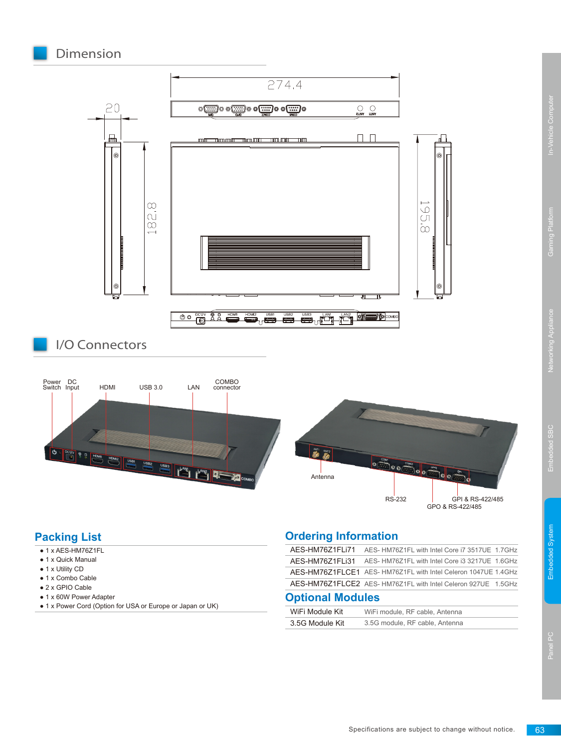## Dimension

274.4

20

182.8

195.8

## I/O Connectors

Power Switch
DC Input
HDMI
USB 3.0
LAN
COMBO connector

Antenna
RS-232
GPI & RS-422/485
GPO & RS-422/485

## Packing List

- 1 x AES-HM76Z1FL
- 1 x Quick Manual
- 1 x Utility CD
- 1 x Combo Cable
- 2 x GPIO Cable
- 1 x 60W Power Adapter
- 1 x Power Cord (Option for USA or Europe or Japan or UK)

## Ordering Information

| | |
|---|---|
| AES-HM76Z1FLi71 | AES- HM76Z1FL with Intel Core i7 3517UE 1.7GHz |
| AES-HM76Z1FLi31 | AES- HM76Z1FL with Intel Core i3 3217UE 1.6GHz |
| AES-HM76Z1FLCE1 | AES- HM76Z1FL with Intel Celeron 1047UE 1.4GHz |
| AES-HM76Z1FLCE2 | AES- HM76Z1FL with Intel Celeron 927UE 1.5GHz |

## Optional Modules

| | |
|---|---|
| WiFi Module Kit | WiFi module, RF cable, Antenna |
| 3.5G Module Kit | 3.5G module, RF cable, Antenna |

Specifications are subject to change without notice.